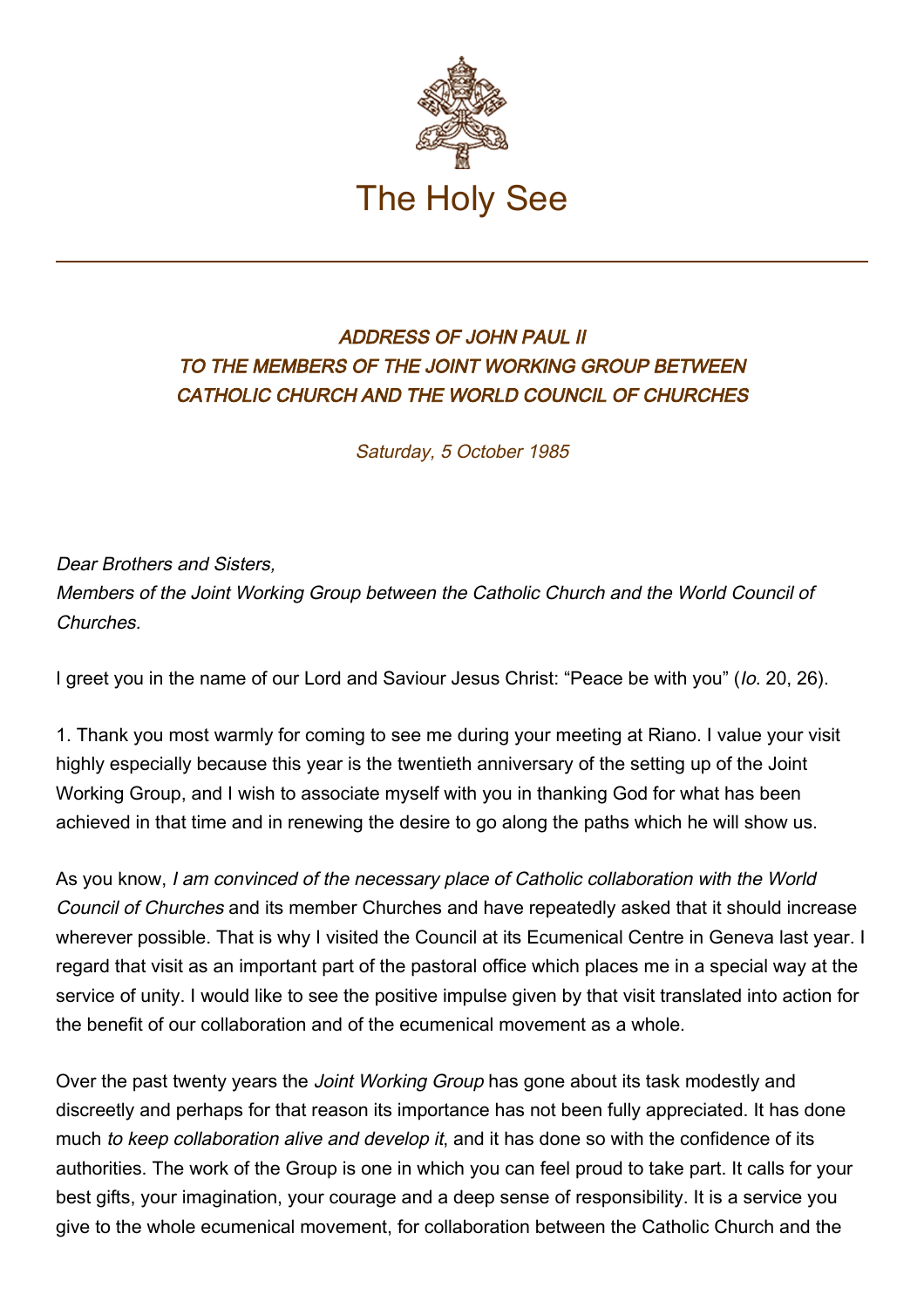The Holy See

# *ADDRESS OF JOHN PAUL II TO THE MEMBERS OF THE JOINT WORKING GROUP BETWEEN CATHOLIC CHURCH AND THE WORLD COUNCIL OF CHURCHES*

*Saturday, 5 October 1985*

*Dear Brothers and Sisters,*
*Members of the Joint Working Group between the Catholic Church and the World Council of Churches.*

I greet you in the name of our Lord and Saviour Jesus Christ: "Peace be with you" (*Io*. 20, 26).

1. Thank you most warmly for coming to see me during your meeting at Riano. I value your visit highly especially because this year is the twentieth anniversary of the setting up of the Joint Working Group, and I wish to associate myself with you in thanking God for what has been achieved in that time and in renewing the desire to go along the paths which he will show us.

As you know, *I am convinced of the necessary place of Catholic collaboration with the World Council of Churches* and its member Churches and have repeatedly asked that it should increase wherever possible. That is why I visited the Council at its Ecumenical Centre in Geneva last year. I regard that visit as an important part of the pastoral office which places me in a special way at the service of unity. I would like to see the positive impulse given by that visit translated into action for the benefit of our collaboration and of the ecumenical movement as a whole.

Over the past twenty years the *Joint Working Group* has gone about its task modestly and discreetly and perhaps for that reason its importance has not been fully appreciated. It has done much *to keep collaboration alive and develop it*, and it has done so with the confidence of its authorities. The work of the Group is one in which you can feel proud to take part. It calls for your best gifts, your imagination, your courage and a deep sense of responsibility. It is a service you give to the whole ecumenical movement, for collaboration between the Catholic Church and the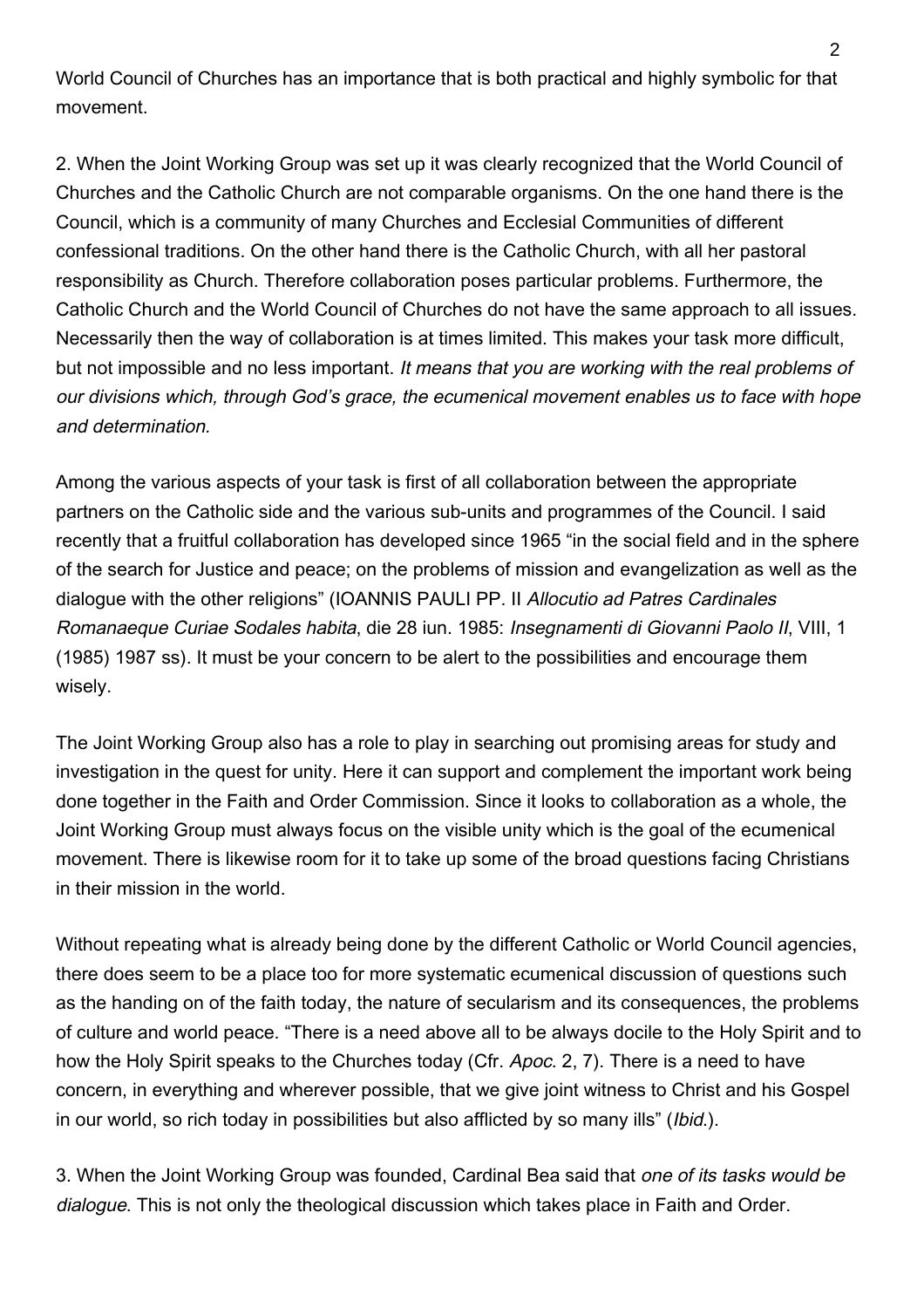World Council of Churches has an importance that is both practical and highly symbolic for that movement.

2. When the Joint Working Group was set up it was clearly recognized that the World Council of Churches and the Catholic Church are not comparable organisms. On the one hand there is the Council, which is a community of many Churches and Ecclesial Communities of different confessional traditions. On the other hand there is the Catholic Church, with all her pastoral responsibility as Church. Therefore collaboration poses particular problems. Furthermore, the Catholic Church and the World Council of Churches do not have the same approach to all issues. Necessarily then the way of collaboration is at times limited. This makes your task more difficult, but not impossible and no less important. *It means that you are working with the real problems of our divisions which, through God's grace, the ecumenical movement enables us to face with hope and determination.*

Among the various aspects of your task is first of all collaboration between the appropriate partners on the Catholic side and the various sub-units and programmes of the Council. I said recently that a fruitful collaboration has developed since 1965 "in the social field and in the sphere of the search for Justice and peace; on the problems of mission and evangelization as well as the dialogue with the other religions" (IOANNIS PAULI PP. II *Allocutio ad Patres Cardinales Romanaeque Curiae Sodales habita*, die 28 iun. 1985: *Insegnamenti di Giovanni Paolo II*, VIII, 1 (1985) 1987 ss). It must be your concern to be alert to the possibilities and encourage them wisely.

The Joint Working Group also has a role to play in searching out promising areas for study and investigation in the quest for unity. Here it can support and complement the important work being done together in the Faith and Order Commission. Since it looks to collaboration as a whole, the Joint Working Group must always focus on the visible unity which is the goal of the ecumenical movement. There is likewise room for it to take up some of the broad questions facing Christians in their mission in the world.

Without repeating what is already being done by the different Catholic or World Council agencies, there does seem to be a place too for more systematic ecumenical discussion of questions such as the handing on of the faith today, the nature of secularism and its consequences, the problems of culture and world peace. "There is a need above all to be always docile to the Holy Spirit and to how the Holy Spirit speaks to the Churches today (Cfr. *Apoc*. 2, 7). There is a need to have concern, in everything and wherever possible, that we give joint witness to Christ and his Gospel in our world, so rich today in possibilities but also afflicted by so many ills" (*Ibid*.).

3. When the Joint Working Group was founded, Cardinal Bea said that *one of its tasks would be dialogue*. This is not only the theological discussion which takes place in Faith and Order.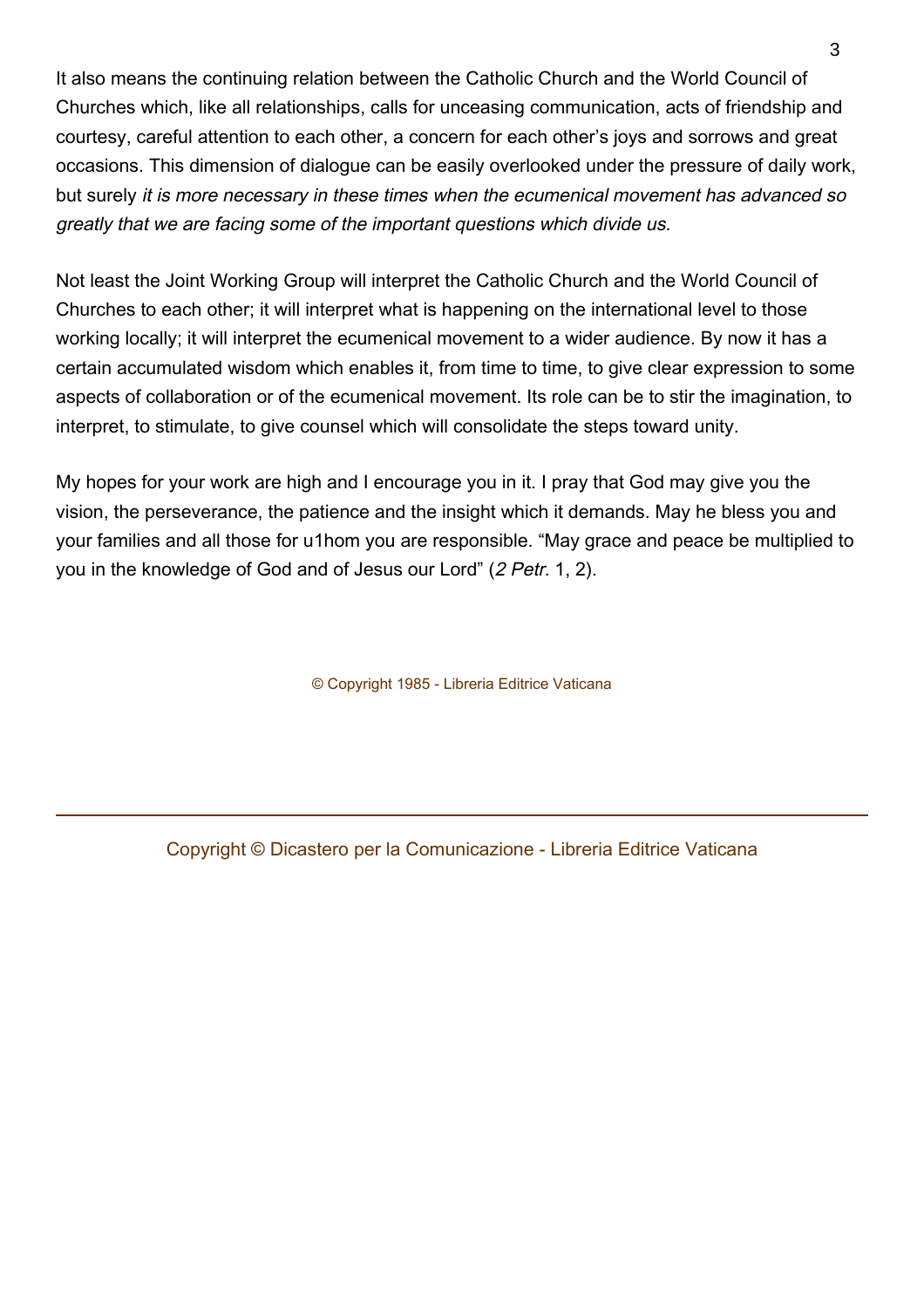It also means the continuing relation between the Catholic Church and the World Council of Churches which, like all relationships, calls for unceasing communication, acts of friendship and courtesy, careful attention to each other, a concern for each other’s joys and sorrows and great occasions. This dimension of dialogue can be easily overlooked under the pressure of daily work, but surely *it is more necessary in these times when the ecumenical movement has advanced so greatly that we are facing some of the important questions which divide us*.

Not least the Joint Working Group will interpret the Catholic Church and the World Council of Churches to each other; it will interpret what is happening on the international level to those working locally; it will interpret the ecumenical movement to a wider audience. By now it has a certain accumulated wisdom which enables it, from time to time, to give clear expression to some aspects of collaboration or of the ecumenical movement. Its role can be to stir the imagination, to interpret, to stimulate, to give counsel which will consolidate the steps toward unity.

My hopes for your work are high and I encourage you in it. I pray that God may give you the vision, the perseverance, the patience and the insight which it demands. May he bless you and your families and all those for u1hom you are responsible. “May grace and peace be multiplied to you in the knowledge of God and of Jesus our Lord” (*2 Petr.* 1, 2).

© Copyright 1985 - Libreria Editrice Vaticana

Copyright © Dicastero per la Comunicazione - Libreria Editrice Vaticana